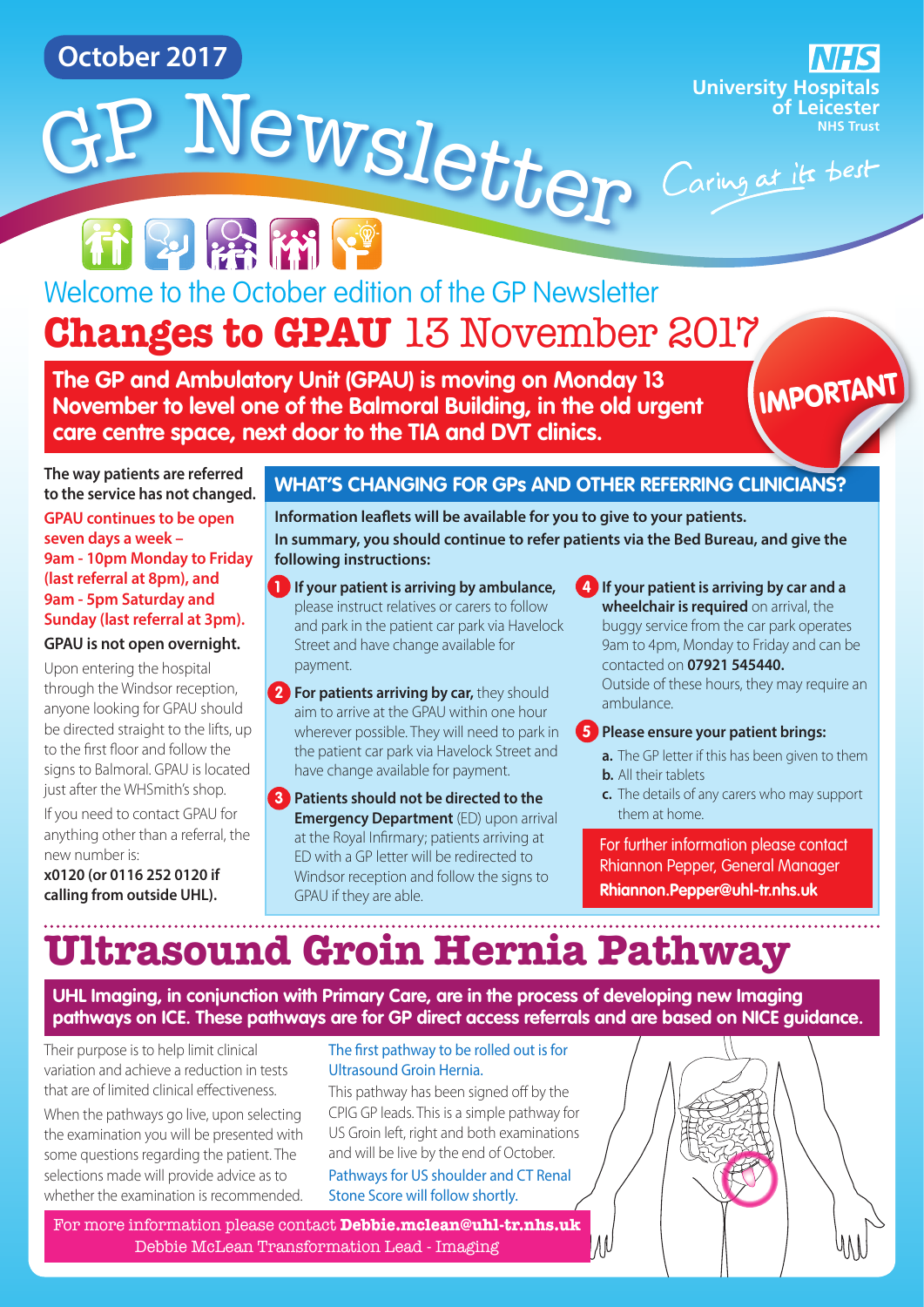October 2017

# GP Newsletter

NHS University Hospitals of Leicester NHS Trust

Caring at its best

Welcome to the October edition of the GP Newsletter

## Changes to GPAU 13 November 2017

**The GP and Ambulatory Unit (GPAU) is moving on Monday 13 November to level one of the Balmoral Building, in the old urgent care centre space, next door to the TIA and DVT clinics.**

IMPORTANT

**The way patients are referred to the service has not changed.**

**GPAU continues to be open seven days a week – 9am - 10pm Monday to Friday (last referral at 8pm), and 9am - 5pm Saturday and Sunday (last referral at 3pm).**

**GPAU is not open overnight.**

Upon entering the hospital through the Windsor reception, anyone looking for GPAU should be directed straight to the lifts, up to the first floor and follow the signs to Balmoral. GPAU is located just after the WHSmith's shop.

If you need to contact GPAU for anything other than a referral, the new number is:
**x0120 (or 0116 252 0120 if calling from outside UHL).**

### WHAT'S CHANGING FOR GPs AND OTHER REFERRING CLINICIANS?

**Information leaflets will be available for you to give to your patients.**
**In summary, you should continue to refer patients via the Bed Bureau, and give the following instructions:**

1. **If your patient is arriving by ambulance,** please instruct relatives or carers to follow and park in the patient car park via Havelock Street and have change available for payment.
2. **For patients arriving by car,** they should aim to arrive at the GPAU within one hour wherever possible. They will need to park in the patient car park via Havelock Street and have change available for payment.
3. **Patients should not be directed to the Emergency Department** (ED) upon arrival at the Royal Infirmary; patients arriving at ED with a GP letter will be redirected to Windsor reception and follow the signs to GPAU if they are able.
4. **If your patient is arriving by car and a wheelchair is required** on arrival, the buggy service from the car park operates 9am to 4pm, Monday to Friday and can be contacted on **07921 545440.**
   Outside of these hours, they may require an ambulance.
5. **Please ensure your patient brings:**
   a. The GP letter if this has been given to them
   b. All their tablets
   c. The details of any carers who may support them at home.

For further information please contact Rhiannon Pepper, General Manager **Rhiannon.Pepper@uhl-tr.nhs.uk**

## Ultrasound Groin Hernia Pathway

**UHL Imaging, in conjunction with Primary Care, are in the process of developing new Imaging pathways on ICE. These pathways are for GP direct access referrals and are based on NICE guidance.**

Their purpose is to help limit clinical variation and achieve a reduction in tests that are of limited clinical effectiveness.

When the pathways go live, upon selecting the examination you will be presented with some questions regarding the patient. The selections made will provide advice as to whether the examination is recommended.

The first pathway to be rolled out is for Ultrasound Groin Hernia.

This pathway has been signed off by the CPIG GP leads. This is a simple pathway for US Groin left, right and both examinations and will be live by the end of October.

Pathways for US shoulder and CT Renal Stone Score will follow shortly.

For more information please contact **Debbie.mclean@uhl-tr.nhs.uk**
Debbie McLean Transformation Lead - Imaging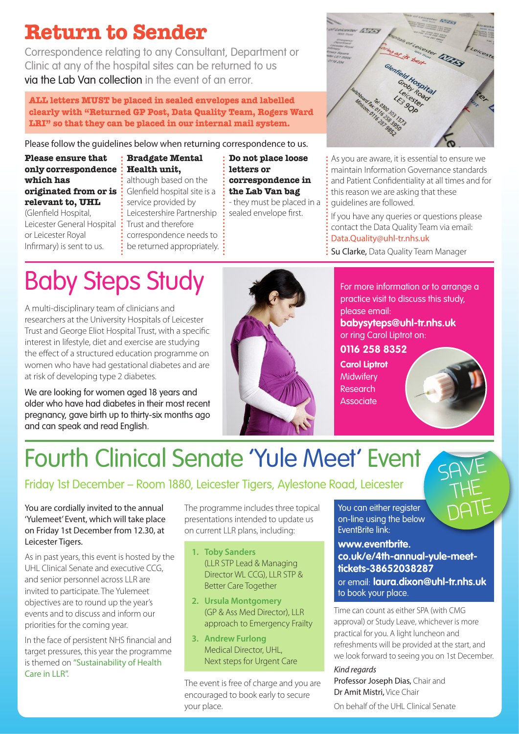# Return to Sender

Correspondence relating to any Consultant, Department or Clinic at any of the hospital sites can be returned to us via the Lab Van collection in the event of an error.

**ALL letters MUST be placed in sealed envelopes and labelled clearly with "Returned GP Post, Data Quality Team, Rogers Ward LRI" so that they can be placed in our internal mail system.**

Please follow the guidelines below when returning correspondence to us.

**Please ensure that only correspondence which has originated from or is relevant to, UHL** (Glenfield Hospital, Leicester General Hospital or Leicester Royal Infirmary) is sent to us.

**Bradgate Mental Health unit,** although based on the Glenfield hospital site is a service provided by Leicestershire Partnership Trust and therefore correspondence needs to be returned appropriately.

**Do not place loose letters or correspondence in the Lab Van bag** - they must be placed in a sealed envelope first.

As you are aware, it is essential to ensure we maintain Information Governance standards and Patient Confidentiality at all times and for this reason we are asking that these guidelines are followed.

If you have any queries or questions please contact the Data Quality Team via email: Data.Quality@uhl-tr.nhs.uk

**Su Clarke,** Data Quality Team Manager

# Baby Steps Study

A multi-disciplinary team of clinicians and researchers at the University Hospitals of Leicester Trust and George Eliot Hospital Trust, with a specific interest in lifestyle, diet and exercise are studying the effect of a structured education programme on women who have had gestational diabetes and are at risk of developing type 2 diabetes.

We are looking for women aged 18 years and older who have had diabetes in their most recent pregnancy, gave birth up to thirty-six months ago and can speak and read English.

For more information or to arrange a practice visit to discuss this study, please email:
**babysyteps@uhl-tr.nhs.uk**
or ring Carol Liptrot on:
**0116 258 8352**

**Carol Liptrot**
Midwifery Research Associate

# Fourth Clinical Senate 'Yule Meet' Event

SAVE THE DATE

## Friday 1st December – Room 1880, Leicester Tigers, Aylestone Road, Leicester

You are cordially invited to the annual 'Yulemeet' Event, which will take place on Friday 1st December from 12.30, at Leicester Tigers.

As in past years, this event is hosted by the UHL Clinical Senate and executive CCG, and senior personnel across LLR are invited to participate. The Yulemeet objectives are to round up the year's events and to discuss and inform our priorities for the coming year.

In the face of persistent NHS financial and target pressures, this year the programme is themed on "Sustainability of Health Care in LLR".

The programme includes three topical presentations intended to update us on current LLR plans, including:

1. **Toby Sanders** (LLR STP Lead & Managing Director WL CCG), LLR STP & Better Care Together
2. **Ursula Montgomery** (GP & Ass Med Director), LLR approach to Emergency Frailty
3. **Andrew Furlong** Medical Director, UHL, Next steps for Urgent Care

The event is free of charge and you are encouraged to book early to secure your place.

You can either register on-line using the below EventBrite link:
**www.eventbrite.co.uk/e/4th-annual-yule-meet-tickets-38652038287**
or email: **laura.dixon@uhl-tr.nhs.uk** to book your place.

Time can count as either SPA (with CMG approval) or Study Leave, whichever is more practical for you. A light luncheon and refreshments will be provided at the start, and we look forward to seeing you on 1st December.

*Kind regards*

Professor Joseph Dias, Chair and
Dr Amit Mistri, Vice Chair

On behalf of the UHL Clinical Senate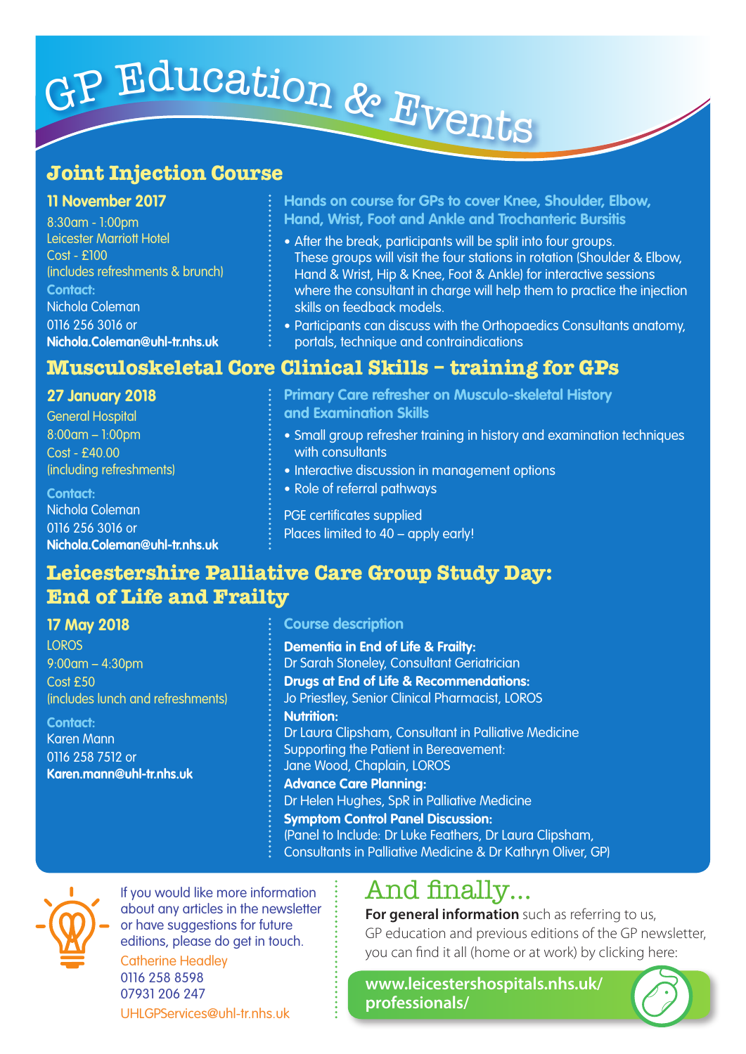# GP Education & Events

## Joint Injection Course

**11 November 2017**

8:30am - 1:00pm
Leicester Marriott Hotel
Cost - £100
(includes refreshments & brunch)

**Contact:**
Nichola Coleman
0116 256 3016 or
**Nichola.Coleman@uhl-tr.nhs.uk**

**Hands on course for GPs to cover Knee, Shoulder, Elbow, Hand, Wrist, Foot and Ankle and Trochanteric Bursitis**

- After the break, participants will be split into four groups. These groups will visit the four stations in rotation (Shoulder & Elbow, Hand & Wrist, Hip & Knee, Foot & Ankle) for interactive sessions where the consultant in charge will help them to practice the injection skills on feedback models.
- Participants can discuss with the Orthopaedics Consultants anatomy, portals, technique and contraindications

## Musculoskeletal Core Clinical Skills – training for GPs

**27 January 2018**

General Hospital
8:00am – 1:00pm
Cost - £40.00
(including refreshments)

**Contact:**
Nichola Coleman
0116 256 3016 or
**Nichola.Coleman@uhl-tr.nhs.uk**

**Primary Care refresher on Musculo-skeletal History and Examination Skills**

- Small group refresher training in history and examination techniques with consultants
- Interactive discussion in management options
- Role of referral pathways

PGE certificates supplied
Places limited to 40 – apply early!

## Leicestershire Palliative Care Group Study Day: End of Life and Frailty

**17 May 2018**

LOROS
9:00am – 4:30pm
Cost £50
(includes lunch and refreshments)

**Contact:**
Karen Mann
0116 258 7512 or
**Karen.mann@uhl-tr.nhs.uk**

**Course description**

**Dementia in End of Life & Frailty:**
Dr Sarah Stoneley, Consultant Geriatrician
**Drugs at End of Life & Recommendations:**
Jo Priestley, Senior Clinical Pharmacist, LOROS
**Nutrition:**
Dr Laura Clipsham, Consultant in Palliative Medicine
Supporting the Patient in Bereavement:
Jane Wood, Chaplain, LOROS
**Advance Care Planning:**
Dr Helen Hughes, SpR in Palliative Medicine
**Symptom Control Panel Discussion:**
(Panel to Include: Dr Luke Feathers, Dr Laura Clipsham, Consultants in Palliative Medicine & Dr Kathryn Oliver, GP)

If you would like more information about any articles in the newsletter or have suggestions for future editions, please do get in touch.

Catherine Headley
0116 258 8598
07931 206 247
UHLGPServices@uhl-tr.nhs.uk

## And finally...

**For general information** such as referring to us, GP education and previous editions of the GP newsletter, you can find it all (home or at work) by clicking here:

**www.leicestershospitals.nhs.uk/professionals/**